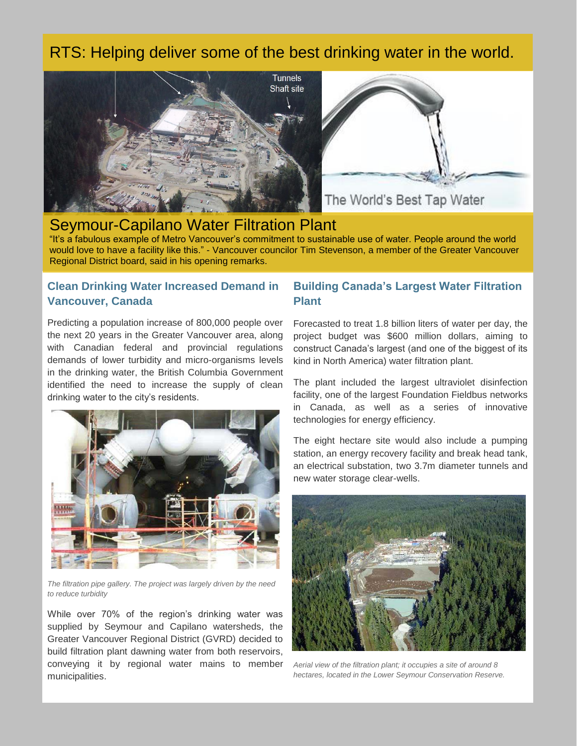# RTS: Helping deliver some of the best drinking water in the world.

Tunnels
Shaft site

The World's Best Tap Water

## Seymour-Capilano Water Filtration Plant

"It's a fabulous example of Metro Vancouver's commitment to sustainable use of water. People around the world would love to have a facility like this." - Vancouver councilor Tim Stevenson, a member of the Greater Vancouver Regional District board, said in his opening remarks.

### Clean Drinking Water Increased Demand in Vancouver, Canada

Predicting a population increase of 800,000 people over the next 20 years in the Greater Vancouver area, along with Canadian federal and provincial regulations demands of lower turbidity and micro-organisms levels in the drinking water, the British Columbia Government identified the need to increase the supply of clean drinking water to the city's residents.

*The filtration pipe gallery. The project was largely driven by the need to reduce turbidity*

While over 70% of the region's drinking water was supplied by Seymour and Capilano watersheds, the Greater Vancouver Regional District (GVRD) decided to build filtration plant dawning water from both reservoirs, conveying it by regional water mains to member municipalities.

### Building Canada's Largest Water Filtration Plant

Forecasted to treat 1.8 billion liters of water per day, the project budget was $600 million dollars, aiming to construct Canada's largest (and one of the biggest of its kind in North America) water filtration plant.

The plant included the largest ultraviolet disinfection facility, one of the largest Foundation Fieldbus networks in Canada, as well as a series of innovative technologies for energy efficiency.

The eight hectare site would also include a pumping station, an energy recovery facility and break head tank, an electrical substation, two 3.7m diameter tunnels and new water storage clear-wells.

*Aerial view of the filtration plant; it occupies a site of around 8 hectares, located in the Lower Seymour Conservation Reserve.*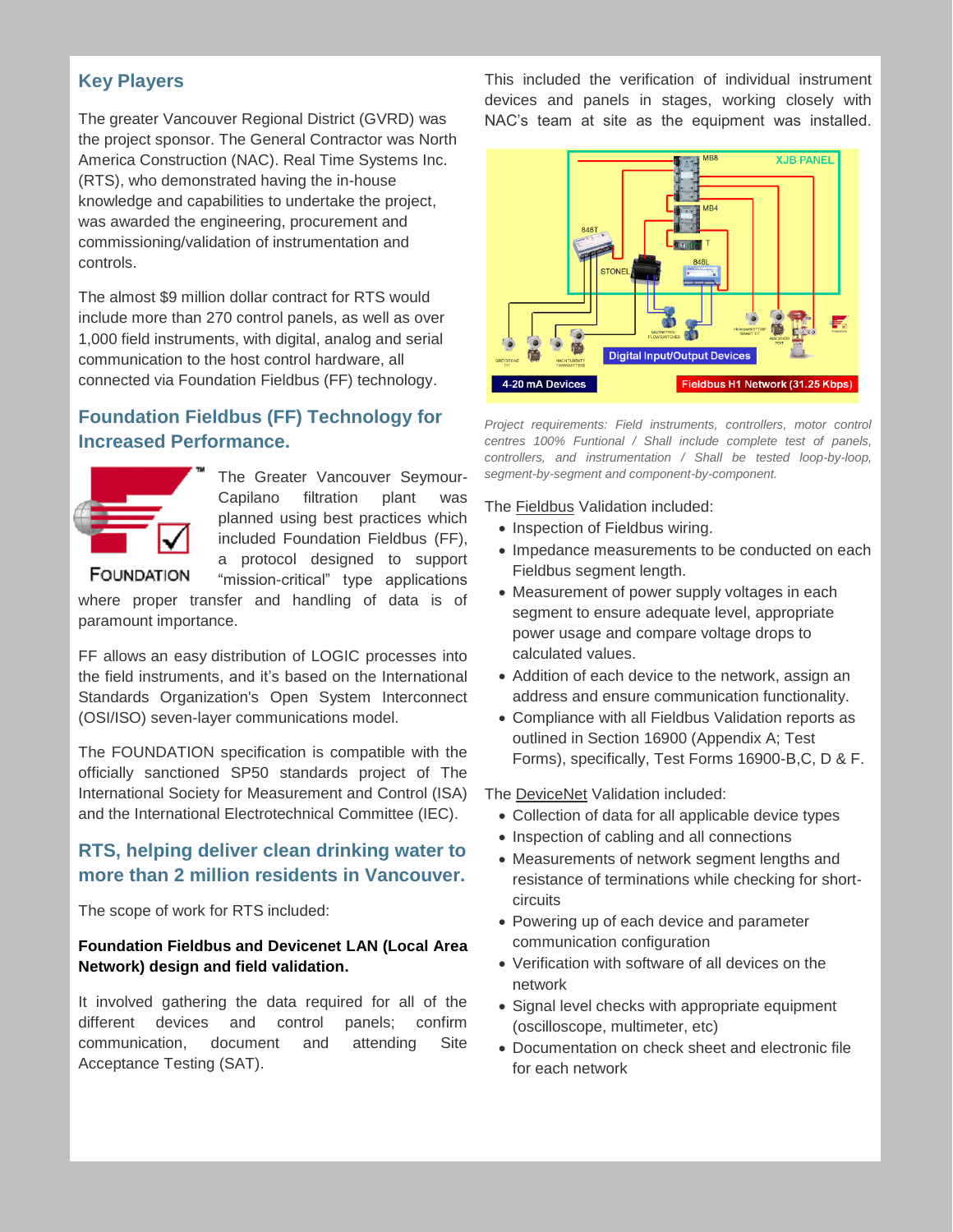## Key Players

The greater Vancouver Regional District (GVRD) was the project sponsor. The General Contractor was North America Construction (NAC). Real Time Systems Inc. (RTS), who demonstrated having the in-house knowledge and capabilities to undertake the project, was awarded the engineering, procurement and commissioning/validation of instrumentation and controls.

The almost $9 million dollar contract for RTS would include more than 270 control panels, as well as over 1,000 field instruments, with digital, analog and serial communication to the host control hardware, all connected via Foundation Fieldbus (FF) technology.

## Foundation Fieldbus (FF) Technology for Increased Performance.

The Greater Vancouver Seymour-Capilano filtration plant was planned using best practices which included Foundation Fieldbus (FF), a protocol designed to support "mission-critical" type applications where proper transfer and handling of data is of paramount importance.

FF allows an easy distribution of LOGIC processes into the field instruments, and it's based on the International Standards Organization's Open System Interconnect (OSI/ISO) seven-layer communications model.

The FOUNDATION specification is compatible with the officially sanctioned SP50 standards project of The International Society for Measurement and Control (ISA) and the International Electrotechnical Committee (IEC).

## RTS, helping deliver clean drinking water to more than 2 million residents in Vancouver.

The scope of work for RTS included:

**Foundation Fieldbus and Devicenet LAN (Local Area Network) design and field validation.**

It involved gathering the data required for all of the different devices and control panels; confirm communication, document and attending Site Acceptance Testing (SAT).

This included the verification of individual instrument devices and panels in stages, working closely with NAC's team at site as the equipment was installed.

*Project requirements: Field instruments, controllers, motor control centres 100% Funtional / Shall include complete test of panels, controllers, and instrumentation / Shall be tested loop-by-loop, segment-by-segment and component-by-component.*

The Fieldbus Validation included:

- Inspection of Fieldbus wiring.
- Impedance measurements to be conducted on each Fieldbus segment length.
- Measurement of power supply voltages in each segment to ensure adequate level, appropriate power usage and compare voltage drops to calculated values.
- Addition of each device to the network, assign an address and ensure communication functionality.
- Compliance with all Fieldbus Validation reports as outlined in Section 16900 (Appendix A; Test Forms), specifically, Test Forms 16900-B,C, D & F.

The DeviceNet Validation included:

- Collection of data for all applicable device types
- Inspection of cabling and all connections
- Measurements of network segment lengths and resistance of terminations while checking for short-circuits
- Powering up of each device and parameter communication configuration
- Verification with software of all devices on the network
- Signal level checks with appropriate equipment (oscilloscope, multimeter, etc)
- Documentation on check sheet and electronic file for each network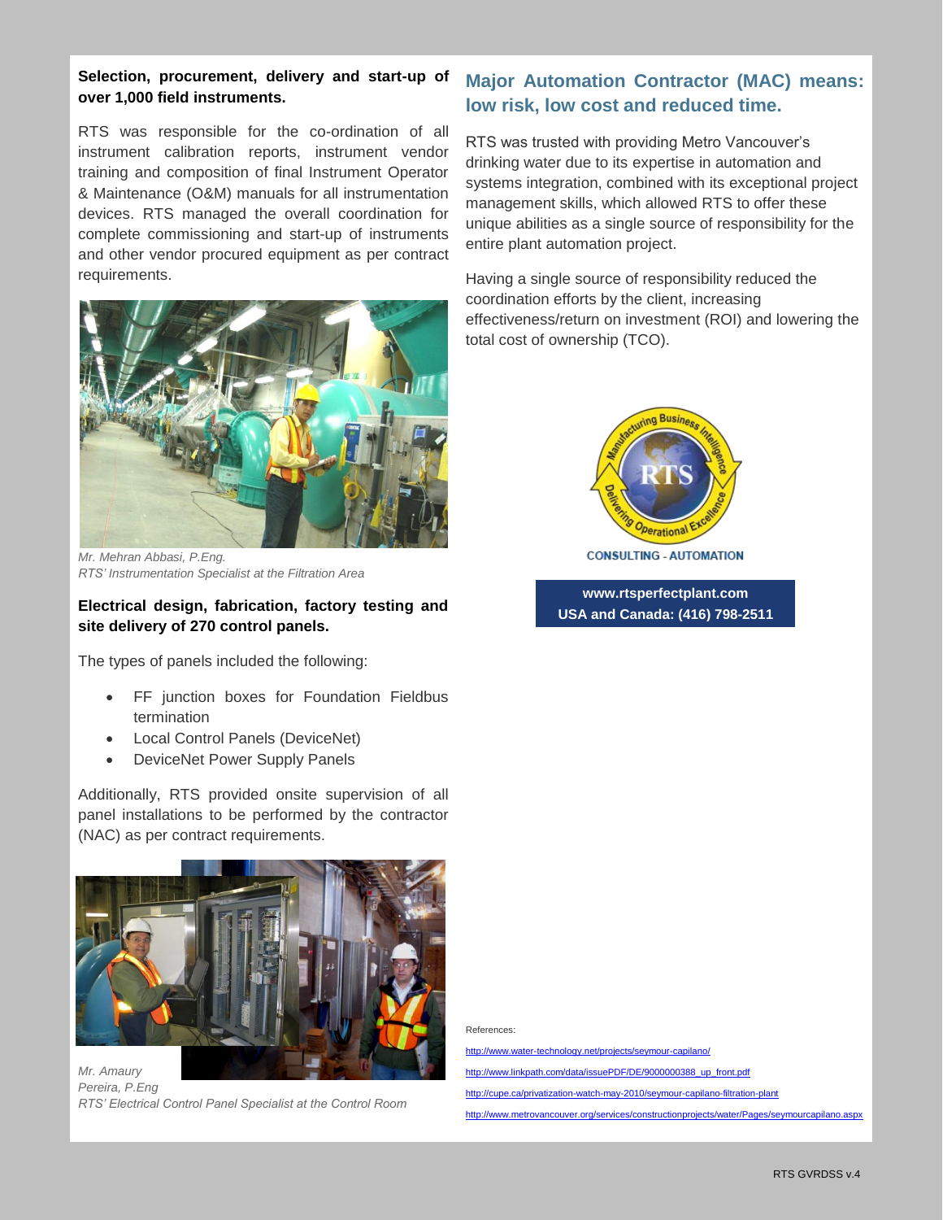**Selection, procurement, delivery and start-up of over 1,000 field instruments.**

RTS was responsible for the co-ordination of all instrument calibration reports, instrument vendor training and composition of final Instrument Operator & Maintenance (O&M) manuals for all instrumentation devices. RTS managed the overall coordination for complete commissioning and start-up of instruments and other vendor procured equipment as per contract requirements.

*Mr. Mehran Abbasi, P.Eng.*
*RTS' Instrumentation Specialist at the Filtration Area*

**Electrical design, fabrication, factory testing and site delivery of 270 control panels.**

The types of panels included the following:

- FF junction boxes for Foundation Fieldbus termination
- Local Control Panels (DeviceNet)
- DeviceNet Power Supply Panels

Additionally, RTS provided onsite supervision of all panel installations to be performed by the contractor (NAC) as per contract requirements.

*Mr. Amaury Pereira, P.Eng*
*RTS' Electrical Control Panel Specialist at the Control Room*

## Major Automation Contractor (MAC) means: low risk, low cost and reduced time.

RTS was trusted with providing Metro Vancouver's drinking water due to its expertise in automation and systems integration, combined with its exceptional project management skills, which allowed RTS to offer these unique abilities as a single source of responsibility for the entire plant automation project.

Having a single source of responsibility reduced the coordination efforts by the client, increasing effectiveness/return on investment (ROI) and lowering the total cost of ownership (TCO).

Manufacturing Business Intelligence
RTS
Delivering Operational Excellence

CONSULTING - AUTOMATION

**www.rtsperfectplant.com**
**USA and Canada: (416) 798-2511**

References:

http://www.water-technology.net/projects/seymour-capilano/

http://www.linkpath.com/data/issuePDF/DE/9000000388_up_front.pdf

http://cupe.ca/privatization-watch-may-2010/seymour-capilano-filtration-plant

http://www.metrovancouver.org/services/constructionprojects/water/Pages/seymourcapilano.aspx

RTS GVRDSS v.4